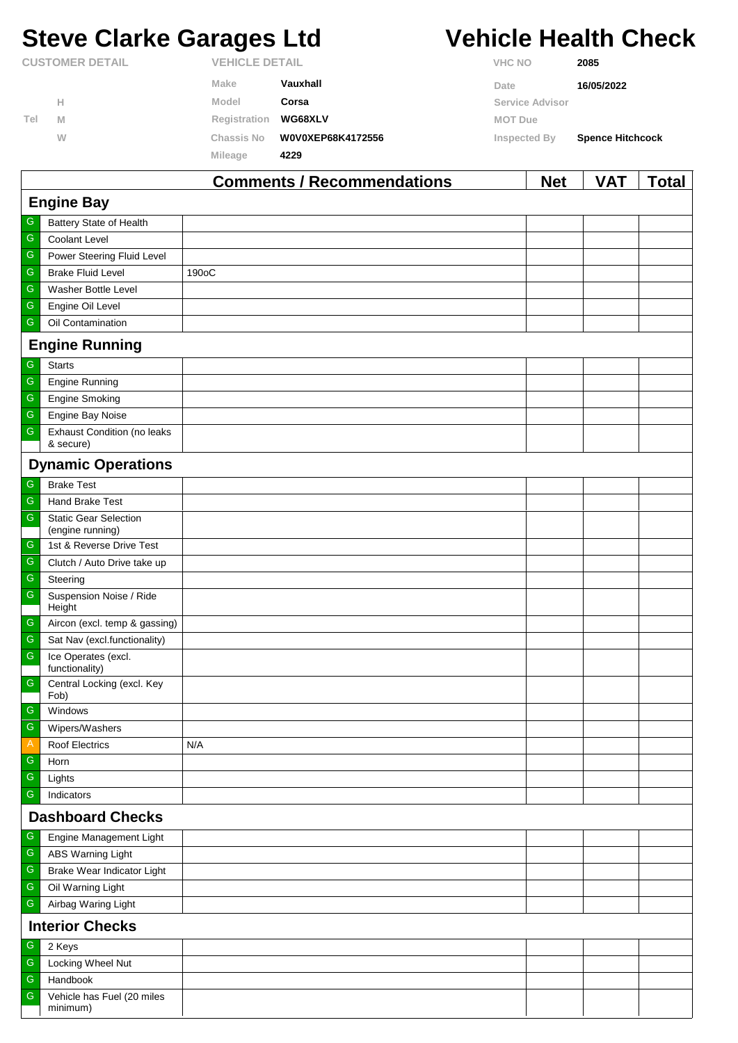# Steve Clarke Garages Ltd

# Vehicle Health Check

**CUSTOMER DETAIL**

Tel H
M
W

**VEHICLE DETAIL**

| | |
|---|---|
| Make | **Vauxhall** |
| Model | **Corsa** |
| Registration | **WG68XLV** |
| Chassis No | **W0V0XEP68K4172556** |
| Mileage | **4229** |

| | |
|---|---|
| VHC NO | **2085** |
| Date | **16/05/2022** |
| Service Advisor | |
| MOT Due | |
| Inspected By | **Spence Hitchcock** |

| | | Comments / Recommendations | Net | VAT | Total |
|---|---|---|---|---|---|
| **Engine Bay** | | | | | |
| G | Battery State of Health | | | | |
| G | Coolant Level | | | | |
| G | Power Steering Fluid Level | | | | |
| G | Brake Fluid Level | 190oC | | | |
| G | Washer Bottle Level | | | | |
| G | Engine Oil Level | | | | |
| G | Oil Contamination | | | | |
| **Engine Running** | | | | | |
| G | Starts | | | | |
| G | Engine Running | | | | |
| G | Engine Smoking | | | | |
| G | Engine Bay Noise | | | | |
| G | Exhaust Condition (no leaks & secure) | | | | |
| **Dynamic Operations** | | | | | |
| G | Brake Test | | | | |
| G | Hand Brake Test | | | | |
| G | Static Gear Selection (engine running) | | | | |
| G | 1st & Reverse Drive Test | | | | |
| G | Clutch / Auto Drive take up | | | | |
| G | Steering | | | | |
| G | Suspension Noise / Ride Height | | | | |
| G | Aircon (excl. temp & gassing) | | | | |
| G | Sat Nav (excl.functionality) | | | | |
| G | Ice Operates (excl. functionality) | | | | |
| G | Central Locking (excl. Key Fob) | | | | |
| G | Windows | | | | |
| G | Wipers/Washers | | | | |
| A | Roof Electrics | N/A | | | |
| G | Horn | | | | |
| G | Lights | | | | |
| G | Indicators | | | | |
| **Dashboard Checks** | | | | | |
| G | Engine Management Light | | | | |
| G | ABS Warning Light | | | | |
| G | Brake Wear Indicator Light | | | | |
| G | Oil Warning Light | | | | |
| G | Airbag Waring Light | | | | |
| **Interior Checks** | | | | | |
| G | 2 Keys | | | | |
| G | Locking Wheel Nut | | | | |
| G | Handbook | | | | |
| G | Vehicle has Fuel (20 miles minimum) | | | | |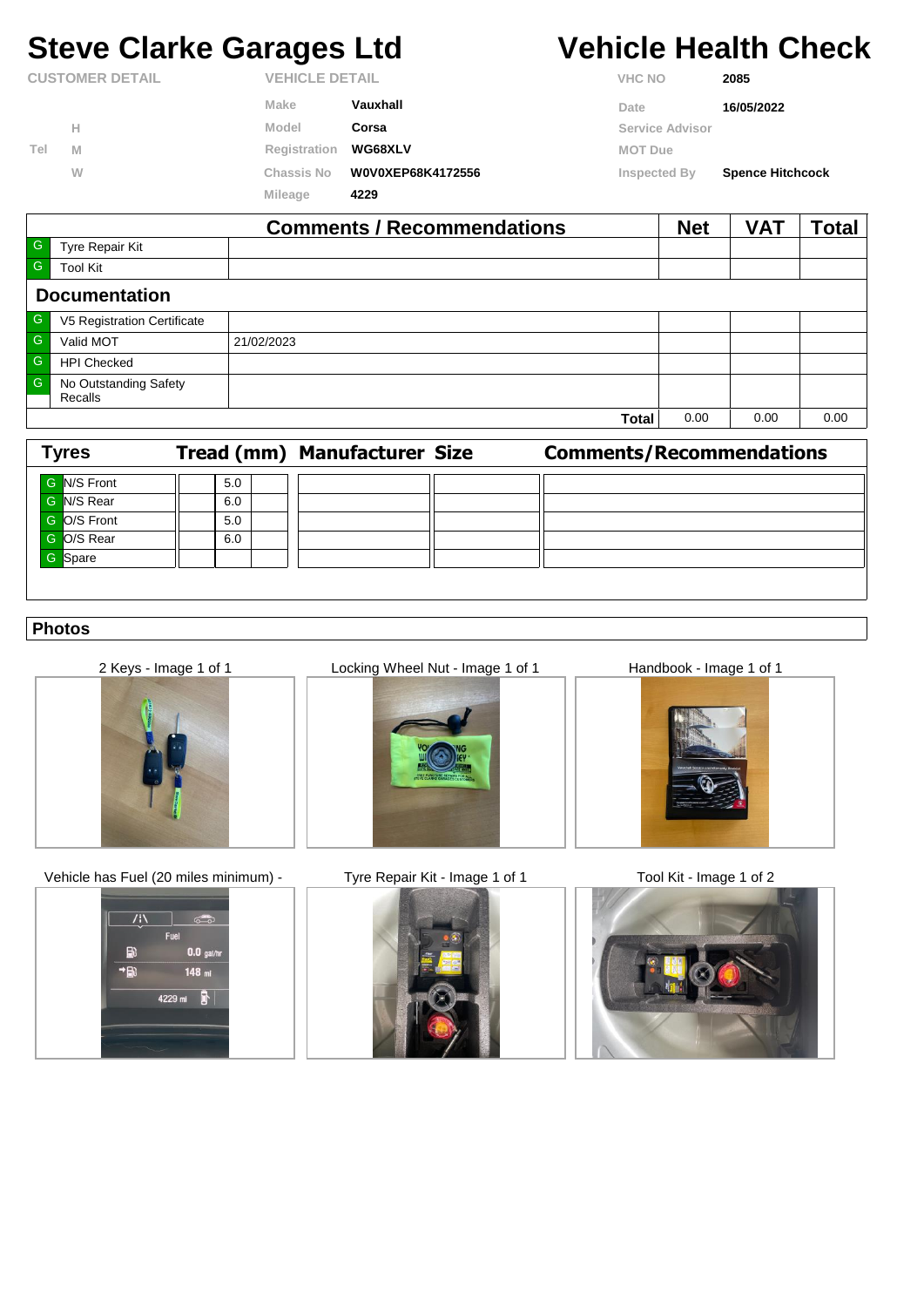# Steve Clarke Garages Ltd

# Vehicle Health Check

| CUSTOMER DETAIL | | VEHICLE DETAIL | | | |
|---|---|---|---|---|---|
| | | Make | Vauxhall | VHC NO | 2085 |
| | H | Model | Corsa | Date | 16/05/2022 |
| Tel | M | Registration | WG68XLV | Service Advisor | |
| | W | Chassis No | W0V0XEP68K4172556 | MOT Due | |
| | | Mileage | 4229 | Inspected By | Spence Hitchcock |

| | | Comments / Recommendations | Net | VAT | Total |
|---|---|---|---|---|---|
| G | Tyre Repair Kit | | | | |
| G | Tool Kit | | | | |
| **Documentation** | | | | | |
| G | V5 Registration Certificate | | | | |
| G | Valid MOT | 21/02/2023 | | | |
| G | HPI Checked | | | | |
| G | No Outstanding Safety Recalls | | | | |
| | | **Total** | 0.00 | 0.00 | 0.00 |

| | Tyres | Tread (mm) | | Manufacturer | Size | Comments/Recommendations |
|---|---|---|---|---|---|---|
| G | N/S Front | 5.0 | | | | |
| G | N/S Rear | 6.0 | | | | |
| G | O/S Front | 5.0 | | | | |
| G | O/S Rear | 6.0 | | | | |
| G | Spare | | | | | |

## Photos

2 Keys - Image 1 of 1

Locking Wheel Nut - Image 1 of 1

Handbook - Image 1 of 1

Vehicle has Fuel (20 miles minimum) -

Tyre Repair Kit - Image 1 of 1

Tool Kit - Image 1 of 2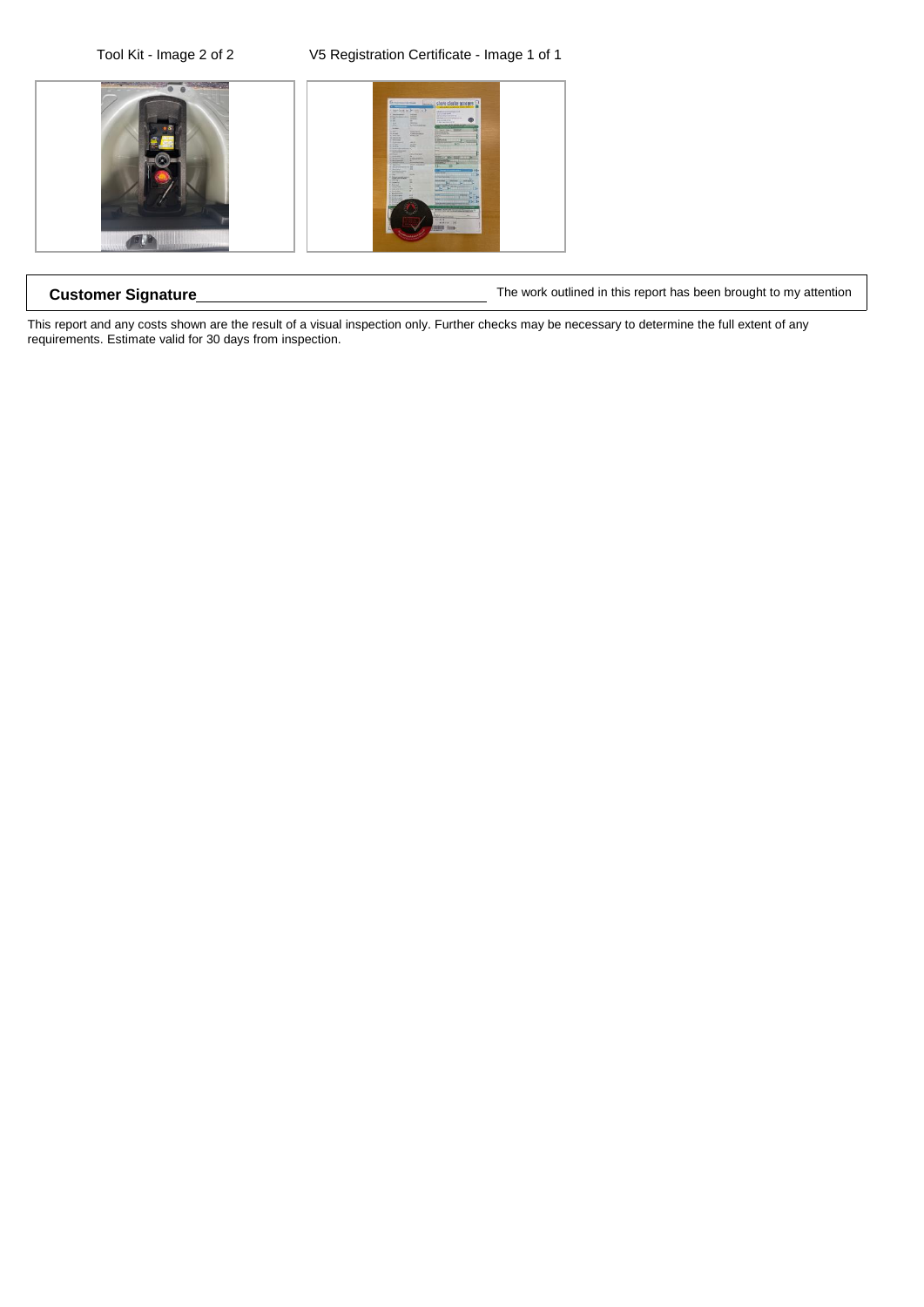Tool Kit - Image 2 of 2

V5 Registration Certificate - Image 1 of 1

**Customer Signature**\_\_\_\_\_\_\_\_\_\_\_\_\_\_\_\_\_\_\_\_\_\_\_\_\_\_\_\_\_\_\_\_\_\_\_\_ The work outlined in this report has been brought to my attention

This report and any costs shown are the result of a visual inspection only. Further checks may be necessary to determine the full extent of any requirements. Estimate valid for 30 days from inspection.